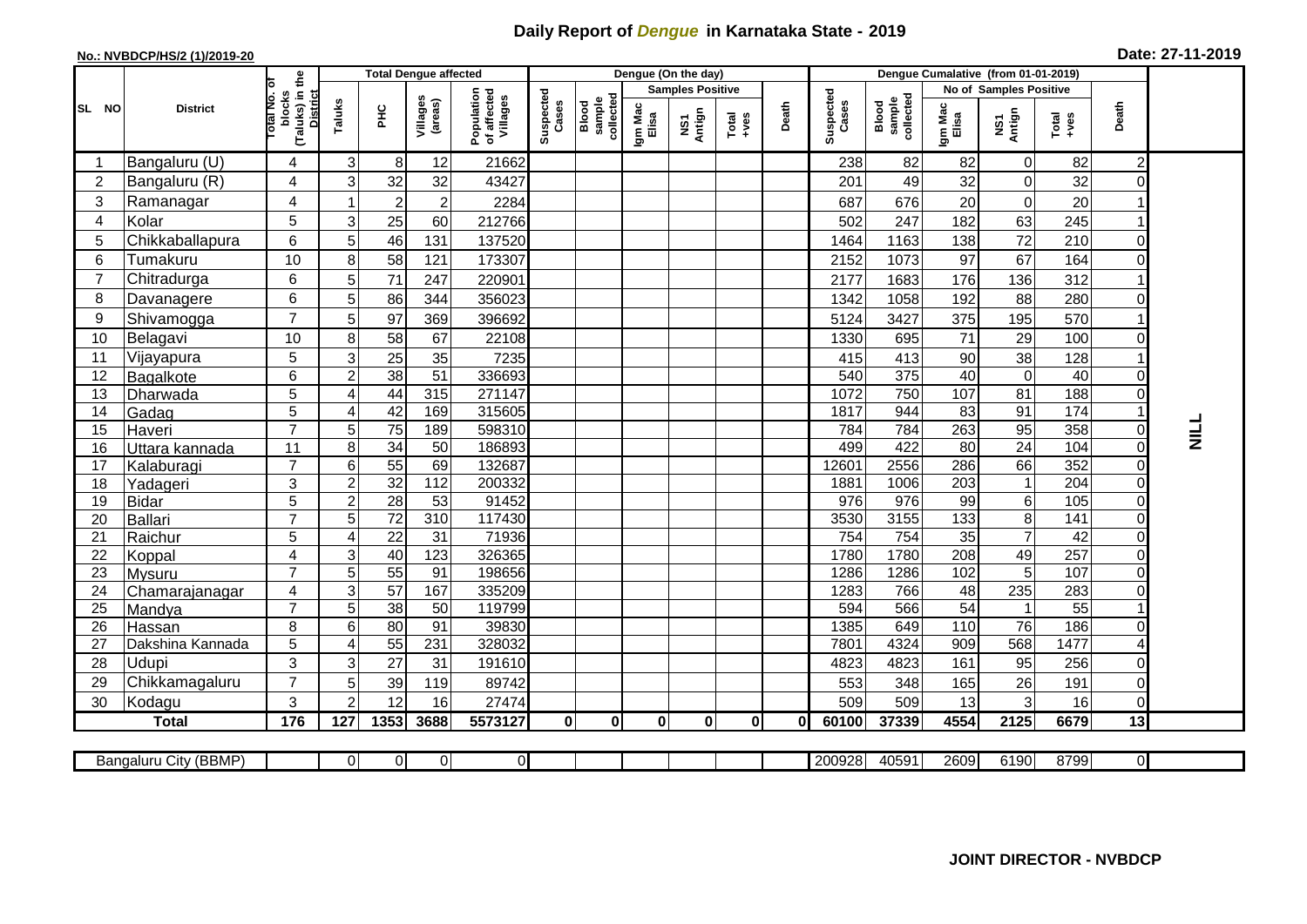# Daily Report of *Dengue* in Karnataka State - 2019

**No.: NVBDCP/HS/2 (1)/2019-20**

**Date: 27-11-2019**

| SL NO | District | Total No. of blocks (Taluks) in the District | Total Dengue affected | | | | Dengue (On the day) | | | | | | | Dengue Cumalative (from 01-01-2019) | | | | | | | |
|---|---|---|---|---|---|---|---|---|---|---|---|---|---|---|---|---|---|---|---|---|
| | | | Taluks | PHC | Villages (areas) | Population of affected Villages | Suspected Cases | Blood sample collected | Samples Positive | | | Death | Suspected Cases | Blood sample collected | No of Samples Positive | | | Death | |
| | | | | | | | | | Igm Mac Elisa | NS1 Antign | Total +ves | | | | Igm Mac Elisa | NS1 Antign | Total +ves | | |
| 1 | Bangaluru (U) | 4 | 3 | 8 | 12 | 21662 | | | | | | | 238 | 82 | 82 | 0 | 82 | 2 | NILL |
| 2 | Bangaluru (R) | 4 | 3 | 32 | 32 | 43427 | | | | | | | 201 | 49 | 32 | 0 | 32 | 0 | |
| 3 | Ramanagar | 4 | 1 | 2 | 2 | 2284 | | | | | | | 687 | 676 | 20 | 0 | 20 | 1 | |
| 4 | Kolar | 5 | 3 | 25 | 60 | 212766 | | | | | | | 502 | 247 | 182 | 63 | 245 | 1 | |
| 5 | Chikkaballapura | 6 | 5 | 46 | 131 | 137520 | | | | | | | 1464 | 1163 | 138 | 72 | 210 | 0 | |
| 6 | Tumakuru | 10 | 8 | 58 | 121 | 173307 | | | | | | | 2152 | 1073 | 97 | 67 | 164 | 0 | |
| 7 | Chitradurga | 6 | 5 | 71 | 247 | 220901 | | | | | | | 2177 | 1683 | 176 | 136 | 312 | 1 | |
| 8 | Davanagere | 6 | 5 | 86 | 344 | 356023 | | | | | | | 1342 | 1058 | 192 | 88 | 280 | 0 | |
| 9 | Shivamogga | 7 | 5 | 97 | 369 | 396692 | | | | | | | 5124 | 3427 | 375 | 195 | 570 | 1 | |
| 10 | Belagavi | 10 | 8 | 58 | 67 | 22108 | | | | | | | 1330 | 695 | 71 | 29 | 100 | 0 | |
| 11 | Vijayapura | 5 | 3 | 25 | 35 | 7235 | | | | | | | 415 | 413 | 90 | 38 | 128 | 1 | |
| 12 | Bagalkote | 6 | 2 | 38 | 51 | 336693 | | | | | | | 540 | 375 | 40 | 0 | 40 | 0 | |
| 13 | Dharwada | 5 | 4 | 44 | 315 | 271147 | | | | | | | 1072 | 750 | 107 | 81 | 188 | 0 | |
| 14 | Gadag | 5 | 4 | 42 | 169 | 315605 | | | | | | | 1817 | 944 | 83 | 91 | 174 | 1 | |
| 15 | Haveri | 7 | 5 | 75 | 189 | 598310 | | | | | | | 784 | 784 | 263 | 95 | 358 | 0 | |
| 16 | Uttara kannada | 11 | 8 | 34 | 50 | 186893 | | | | | | | 499 | 422 | 80 | 24 | 104 | 0 | |
| 17 | Kalaburagi | 7 | 6 | 55 | 69 | 132687 | | | | | | | 12601 | 2556 | 286 | 66 | 352 | 0 | |
| 18 | Yadageri | 3 | 2 | 32 | 112 | 200332 | | | | | | | 1881 | 1006 | 203 | 1 | 204 | 0 | |
| 19 | Bidar | 5 | 2 | 28 | 53 | 91452 | | | | | | | 976 | 976 | 99 | 6 | 105 | 0 | |
| 20 | Ballari | 7 | 5 | 72 | 310 | 117430 | | | | | | | 3530 | 3155 | 133 | 8 | 141 | 0 | |
| 21 | Raichur | 5 | 4 | 22 | 31 | 71936 | | | | | | | 754 | 754 | 35 | 7 | 42 | 0 | |
| 22 | Koppal | 4 | 3 | 40 | 123 | 326365 | | | | | | | 1780 | 1780 | 208 | 49 | 257 | 0 | |
| 23 | Mysuru | 7 | 5 | 55 | 91 | 198656 | | | | | | | 1286 | 1286 | 102 | 5 | 107 | 0 | |
| 24 | Chamarajanagar | 4 | 3 | 57 | 167 | 335209 | | | | | | | 1283 | 766 | 48 | 235 | 283 | 0 | |
| 25 | Mandya | 7 | 5 | 38 | 50 | 119799 | | | | | | | 594 | 566 | 54 | 1 | 55 | 1 | |
| 26 | Hassan | 8 | 6 | 80 | 91 | 39830 | | | | | | | 1385 | 649 | 110 | 76 | 186 | 0 | |
| 27 | Dakshina Kannada | 5 | 4 | 55 | 231 | 328032 | | | | | | | 7801 | 4324 | 909 | 568 | 1477 | 4 | |
| 28 | Udupi | 3 | 3 | 27 | 31 | 191610 | | | | | | | 4823 | 4823 | 161 | 95 | 256 | 0 | |
| 29 | Chikkamagaluru | 7 | 5 | 39 | 119 | 89742 | | | | | | | 553 | 348 | 165 | 26 | 191 | 0 | |
| 30 | Kodagu | 3 | 2 | 12 | 16 | 27474 | | | | | | | 509 | 509 | 13 | 3 | 16 | 0 | |
| | **Total** | **176** | **127** | **1353** | **3688** | **5573127** | **0** | **0** | **0** | **0** | **0** | **0** | **60100** | **37339** | **4554** | **2125** | **6679** | **13** | |
| | Bangaluru City (BBMP) | | 0 | 0 | 0 | 0 | | | | | | | 200928 | 40591 | 2609 | 6190 | 8799 | 0 | |

**JOINT DIRECTOR - NVBDCP**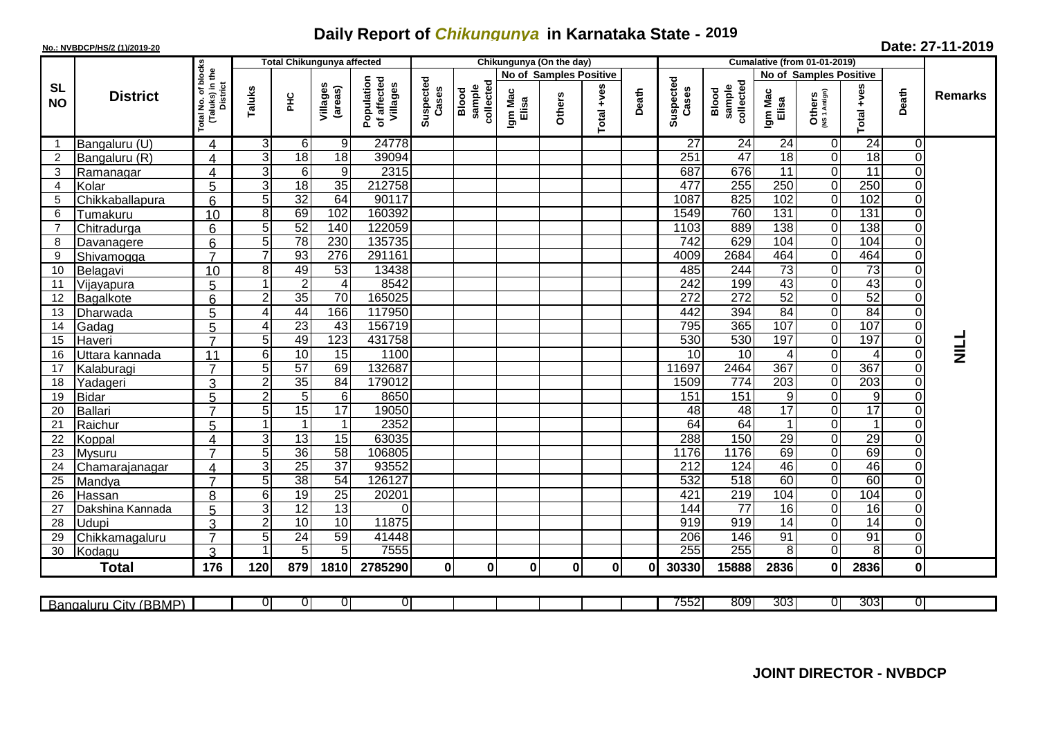# Daily Report of *Chikungunya* in Karnataka State - 2019

**No.: NVBDCP/HS/2 (1)/2019-20**

**Date: 27-11-2019**

| SL NO | District | Total No. of blocks (Taluks) in the District | Total Chikungunya affected | | | | Chikungunya (On the day) | | | | | | | Cumalative (from 01-01-2019) | | | | | | | Remarks |
|---|---|---|---|---|---|---|---|---|---|---|---|---|---|---|---|---|---|---|---|---|---|
| | | | Taluks | PHC | Villages (areas) | Population of affected Villages | Suspected Cases | Blood sample collected | No of Samples Positive | | | | Death | Suspected Cases | Blood sample collected | No of Samples Positive | | | | Death | |
| | | | | | | | | | Igm Mac Elisa | Others | Total +ves | | | | | Igm Mac Elisa | Others (NS 1 Antign) | Total +ves | | | |
| 1 | Bangaluru (U) | 4 | 3 | 6 | 9 | 24778 | | | | | | | | 27 | 24 | 24 | 0 | 24 | 0 | | NILL |
| 2 | Bangaluru (R) | 4 | 3 | 18 | 18 | 39094 | | | | | | | | 251 | 47 | 18 | 0 | 18 | 0 | | |
| 3 | Ramanagar | 4 | 3 | 6 | 9 | 2315 | | | | | | | | 687 | 676 | 11 | 0 | 11 | 0 | | |
| 4 | Kolar | 5 | 3 | 18 | 35 | 212758 | | | | | | | | 477 | 255 | 250 | 0 | 250 | 0 | | |
| 5 | Chikkaballapura | 6 | 5 | 32 | 64 | 90117 | | | | | | | | 1087 | 825 | 102 | 0 | 102 | 0 | | |
| 6 | Tumakuru | 10 | 8 | 69 | 102 | 160392 | | | | | | | | 1549 | 760 | 131 | 0 | 131 | 0 | | |
| 7 | Chitradurga | 6 | 5 | 52 | 140 | 122059 | | | | | | | | 1103 | 889 | 138 | 0 | 138 | 0 | | |
| 8 | Davanagere | 6 | 5 | 78 | 230 | 135735 | | | | | | | | 742 | 629 | 104 | 0 | 104 | 0 | | |
| 9 | Shivamogga | 7 | 7 | 93 | 276 | 291161 | | | | | | | | 4009 | 2684 | 464 | 0 | 464 | 0 | | |
| 10 | Belagavi | 10 | 8 | 49 | 53 | 13438 | | | | | | | | 485 | 244 | 73 | 0 | 73 | 0 | | |
| 11 | Vijayapura | 5 | 1 | 2 | 4 | 8542 | | | | | | | | 242 | 199 | 43 | 0 | 43 | 0 | | |
| 12 | Bagalkote | 6 | 2 | 35 | 70 | 165025 | | | | | | | | 272 | 272 | 52 | 0 | 52 | 0 | | |
| 13 | Dharwada | 5 | 4 | 44 | 166 | 117950 | | | | | | | | 442 | 394 | 84 | 0 | 84 | 0 | | |
| 14 | Gadag | 5 | 4 | 23 | 43 | 156719 | | | | | | | | 795 | 365 | 107 | 0 | 107 | 0 | | |
| 15 | Haveri | 7 | 5 | 49 | 123 | 431758 | | | | | | | | 530 | 530 | 197 | 0 | 197 | 0 | | |
| 16 | Uttara kannada | 11 | 6 | 10 | 15 | 1100 | | | | | | | | 10 | 10 | 4 | 0 | 4 | 0 | | |
| 17 | Kalaburagi | 7 | 5 | 57 | 69 | 132687 | | | | | | | | 11697 | 2464 | 367 | 0 | 367 | 0 | | |
| 18 | Yadageri | 3 | 2 | 35 | 84 | 179012 | | | | | | | | 1509 | 774 | 203 | 0 | 203 | 0 | | |
| 19 | Bidar | 5 | 2 | 5 | 6 | 8650 | | | | | | | | 151 | 151 | 9 | 0 | 9 | 0 | | |
| 20 | Ballari | 7 | 5 | 15 | 17 | 19050 | | | | | | | | 48 | 48 | 17 | 0 | 17 | 0 | | |
| 21 | Raichur | 5 | 1 | 1 | 1 | 2352 | | | | | | | | 64 | 64 | 1 | 0 | 1 | 0 | | |
| 22 | Koppal | 4 | 3 | 13 | 15 | 63035 | | | | | | | | 288 | 150 | 29 | 0 | 29 | 0 | | |
| 23 | Mysuru | 7 | 5 | 36 | 58 | 106805 | | | | | | | | 1176 | 1176 | 69 | 0 | 69 | 0 | | |
| 24 | Chamarajanagar | 4 | 3 | 25 | 37 | 93552 | | | | | | | | 212 | 124 | 46 | 0 | 46 | 0 | | |
| 25 | Mandya | 7 | 5 | 38 | 54 | 126127 | | | | | | | | 532 | 518 | 60 | 0 | 60 | 0 | | |
| 26 | Hassan | 8 | 6 | 19 | 25 | 20201 | | | | | | | | 421 | 219 | 104 | 0 | 104 | 0 | | |
| 27 | Dakshina Kannada | 5 | 3 | 12 | 13 | 0 | | | | | | | | 144 | 77 | 16 | 0 | 16 | 0 | | |
| 28 | Udupi | 3 | 2 | 10 | 10 | 11875 | | | | | | | | 919 | 919 | 14 | 0 | 14 | 0 | | |
| 29 | Chikkamagaluru | 7 | 5 | 24 | 59 | 41448 | | | | | | | | 206 | 146 | 91 | 0 | 91 | 0 | | |
| 30 | Kodagu | 3 | 1 | 5 | 5 | 7555 | | | | | | | | 255 | 255 | 8 | 0 | 8 | 0 | | |
| | **Total** | **176** | **120** | **879** | **1810** | **2785290** | **0** | **0** | **0** | **0** | **0** | **0** | | **30330** | **15888** | **2836** | **0** | **2836** | **0** | | |

| | | | | | | | | | | | | | | | | | | |
|---|---|---|---|---|---|---|---|---|---|---|---|---|---|---|---|---|---|---|
| Bangaluru City (BBMP) | | 0 | 0 | 0 | 0 | | | | | | | | 7552 | 809 | 303 | 0 | 303 | 0 |

**JOINT DIRECTOR - NVBDCP**